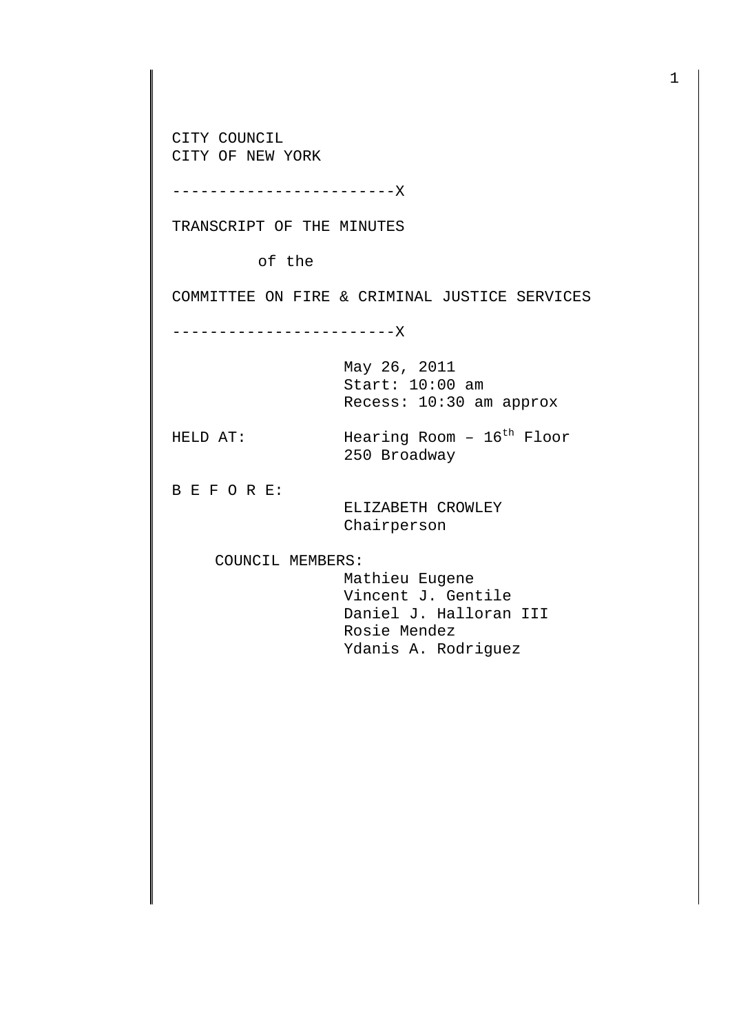CITY COUNCIL
CITY OF NEW YORK

------------------------X

TRANSCRIPT OF THE MINUTES

of the

COMMITTEE ON FIRE & CRIMINAL JUSTICE SERVICES

------------------------X

May 26, 2011
Start: 10:00 am
Recess: 10:30 am approx

HELD AT: Hearing Room – 16th Floor
250 Broadway

B E F O R E:
ELIZABETH CROWLEY
Chairperson

COUNCIL MEMBERS:
Mathieu Eugene
Vincent J. Gentile
Daniel J. Halloran III
Rosie Mendez
Ydanis A. Rodriguez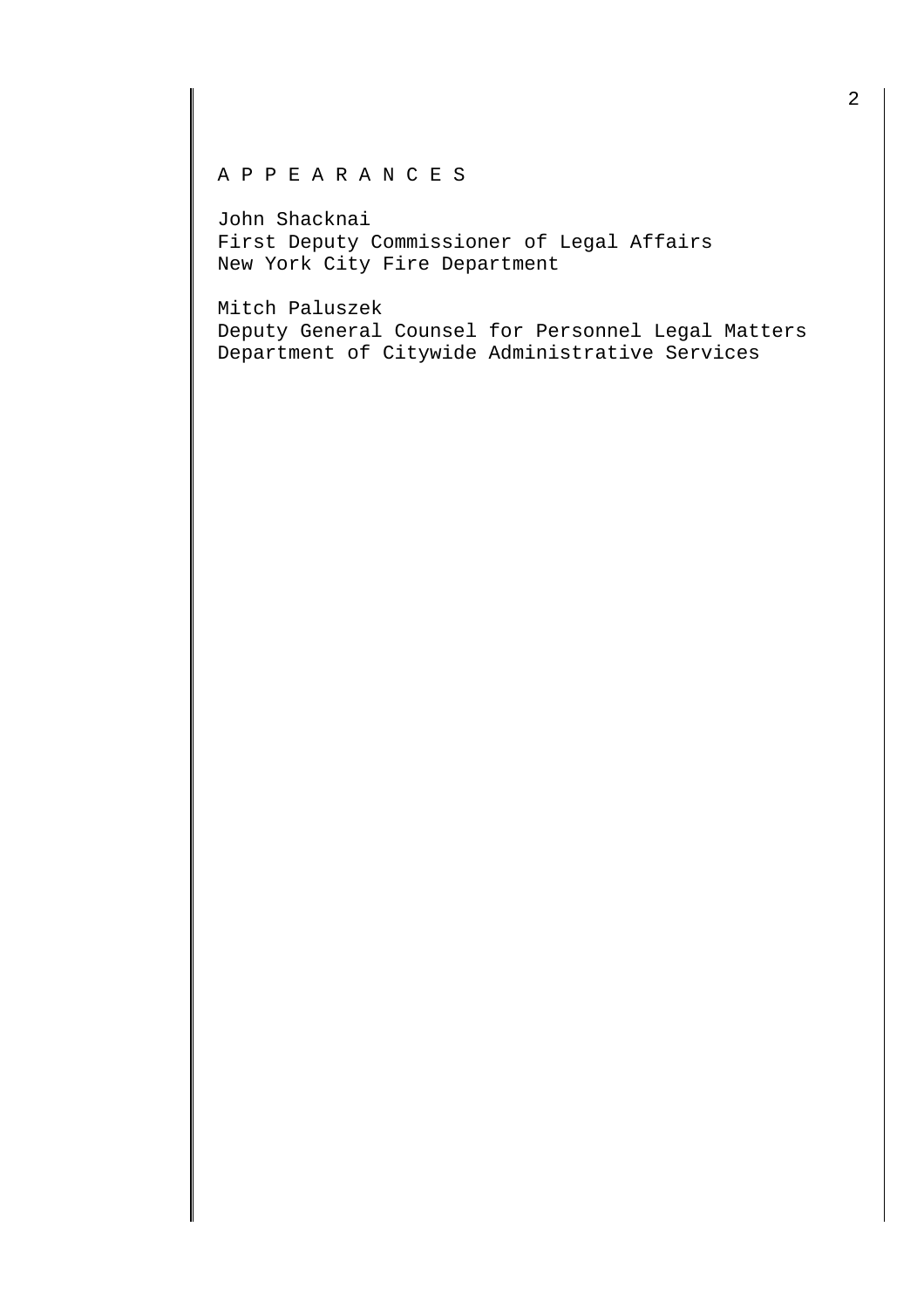A P P E A R A N C E S

John Shacknai
First Deputy Commissioner of Legal Affairs
New York City Fire Department

Mitch Paluszek
Deputy General Counsel for Personnel Legal Matters
Department of Citywide Administrative Services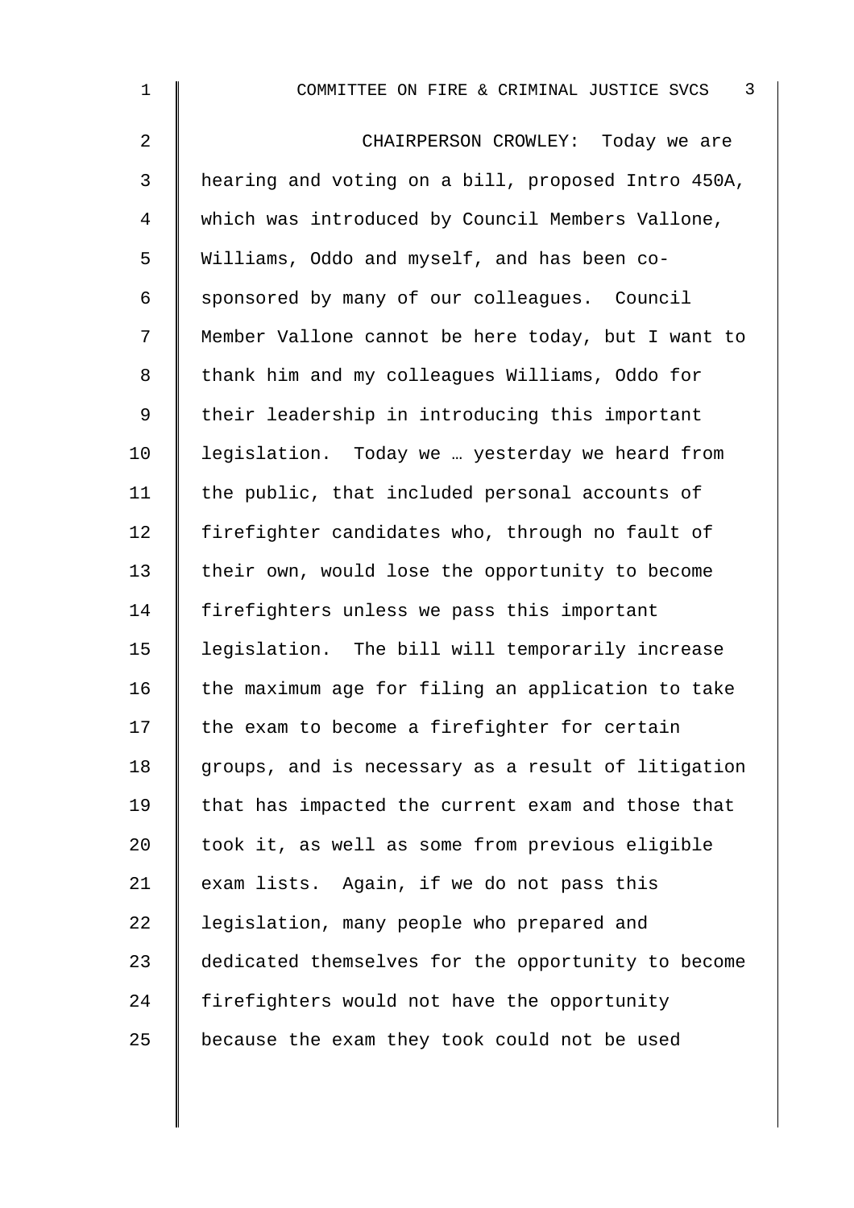CHAIRPERSON CROWLEY: Today we are hearing and voting on a bill, proposed Intro 450A, which was introduced by Council Members Vallone, Williams, Oddo and myself, and has been co-sponsored by many of our colleagues. Council Member Vallone cannot be here today, but I want to thank him and my colleagues Williams, Oddo for their leadership in introducing this important legislation. Today we … yesterday we heard from the public, that included personal accounts of firefighter candidates who, through no fault of their own, would lose the opportunity to become firefighters unless we pass this important legislation. The bill will temporarily increase the maximum age for filing an application to take the exam to become a firefighter for certain groups, and is necessary as a result of litigation that has impacted the current exam and those that took it, as well as some from previous eligible exam lists. Again, if we do not pass this legislation, many people who prepared and dedicated themselves for the opportunity to become firefighters would not have the opportunity because the exam they took could not be used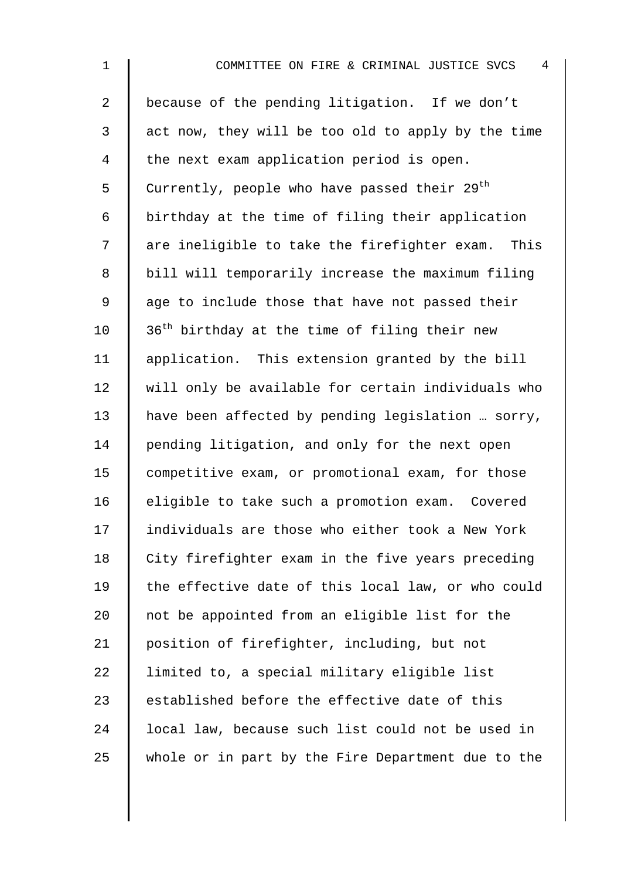because of the pending litigation. If we don't act now, they will be too old to apply by the time the next exam application period is open. Currently, people who have passed their 29th birthday at the time of filing their application are ineligible to take the firefighter exam. This bill will temporarily increase the maximum filing age to include those that have not passed their 36th birthday at the time of filing their new application. This extension granted by the bill will only be available for certain individuals who have been affected by pending legislation … sorry, pending litigation, and only for the next open competitive exam, or promotional exam, for those eligible to take such a promotion exam. Covered individuals are those who either took a New York City firefighter exam in the five years preceding the effective date of this local law, or who could not be appointed from an eligible list for the position of firefighter, including, but not limited to, a special military eligible list established before the effective date of this local law, because such list could not be used in whole or in part by the Fire Department due to the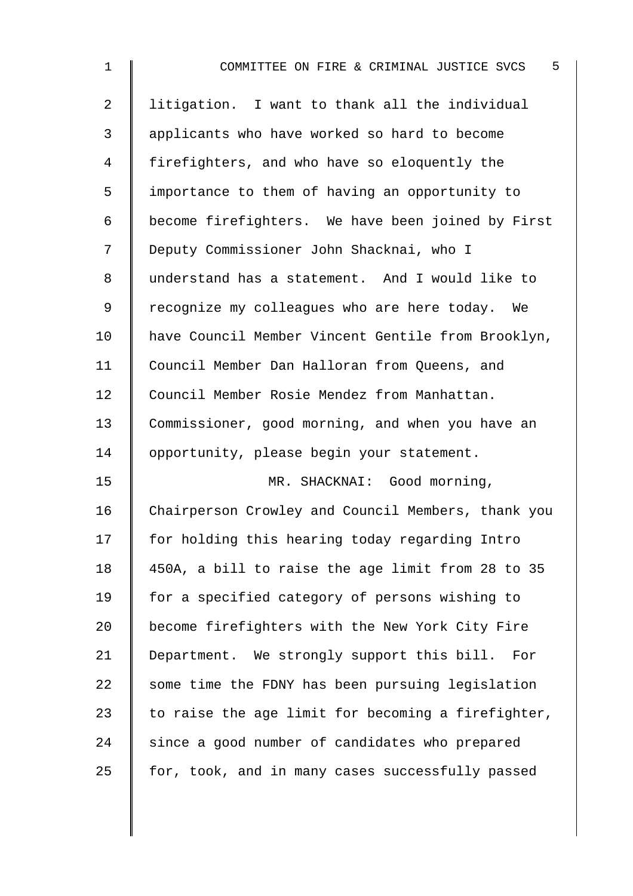litigation. I want to thank all the individual applicants who have worked so hard to become firefighters, and who have so eloquently the importance to them of having an opportunity to become firefighters. We have been joined by First Deputy Commissioner John Shacknai, who I understand has a statement. And I would like to recognize my colleagues who are here today. We have Council Member Vincent Gentile from Brooklyn, Council Member Dan Halloran from Queens, and Council Member Rosie Mendez from Manhattan. Commissioner, good morning, and when you have an opportunity, please begin your statement.

MR. SHACKNAI: Good morning, Chairperson Crowley and Council Members, thank you for holding this hearing today regarding Intro 450A, a bill to raise the age limit from 28 to 35 for a specified category of persons wishing to become firefighters with the New York City Fire Department. We strongly support this bill. For some time the FDNY has been pursuing legislation to raise the age limit for becoming a firefighter, since a good number of candidates who prepared for, took, and in many cases successfully passed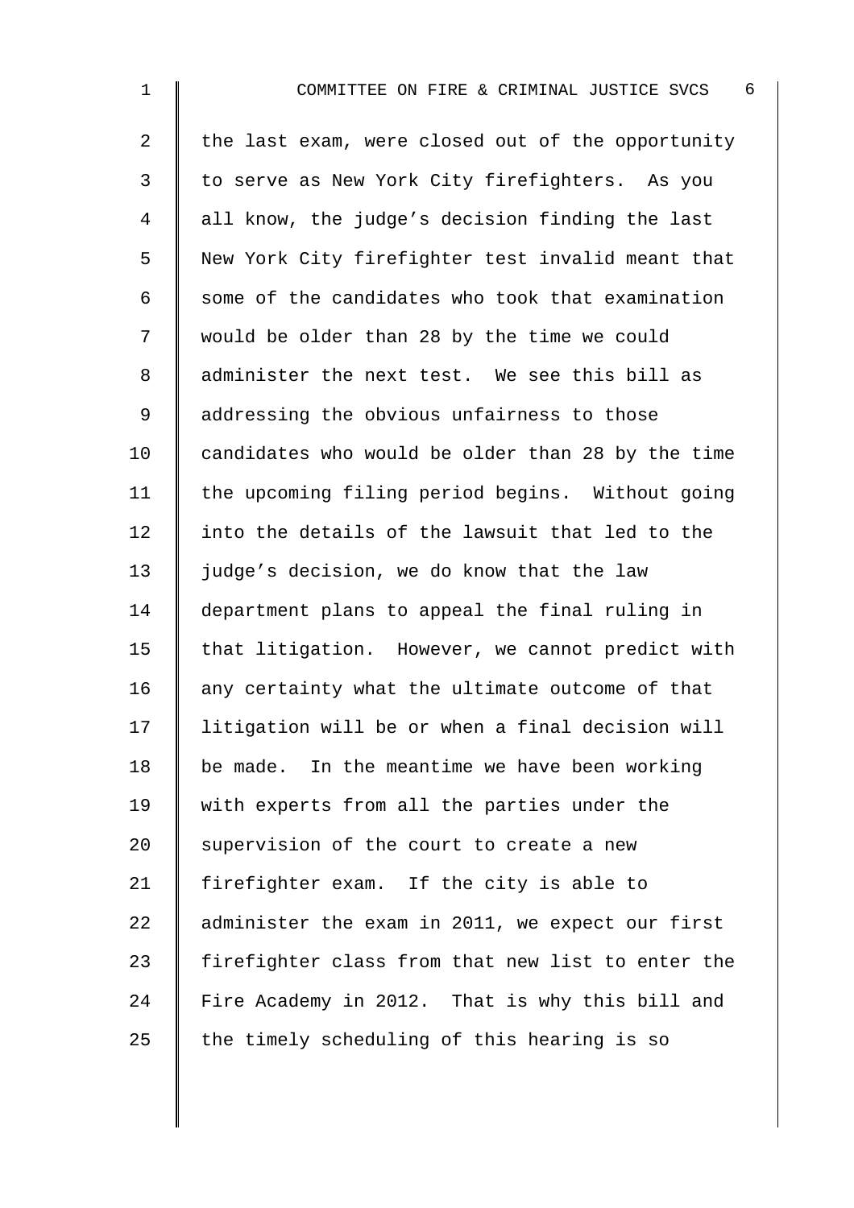the last exam, were closed out of the opportunity to serve as New York City firefighters. As you all know, the judge's decision finding the last New York City firefighter test invalid meant that some of the candidates who took that examination would be older than 28 by the time we could administer the next test. We see this bill as addressing the obvious unfairness to those candidates who would be older than 28 by the time the upcoming filing period begins. Without going into the details of the lawsuit that led to the judge's decision, we do know that the law department plans to appeal the final ruling in that litigation. However, we cannot predict with any certainty what the ultimate outcome of that litigation will be or when a final decision will be made. In the meantime we have been working with experts from all the parties under the supervision of the court to create a new firefighter exam. If the city is able to administer the exam in 2011, we expect our first firefighter class from that new list to enter the Fire Academy in 2012. That is why this bill and the timely scheduling of this hearing is so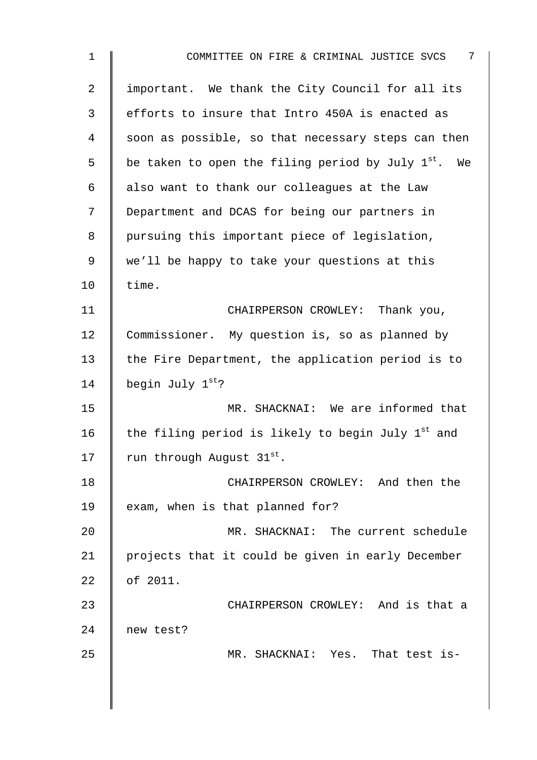important. We thank the City Council for all its efforts to insure that Intro 450A is enacted as soon as possible, so that necessary steps can then be taken to open the filing period by July 1st. We also want to thank our colleagues at the Law Department and DCAS for being our partners in pursuing this important piece of legislation, we'll be happy to take your questions at this time.

CHAIRPERSON CROWLEY: Thank you, Commissioner. My question is, so as planned by the Fire Department, the application period is to begin July 1st?

MR. SHACKNAI: We are informed that the filing period is likely to begin July 1st and run through August 31st.

CHAIRPERSON CROWLEY: And then the exam, when is that planned for?

MR. SHACKNAI: The current schedule projects that it could be given in early December of 2011.

CHAIRPERSON CROWLEY: And is that a new test?

MR. SHACKNAI: Yes. That test is-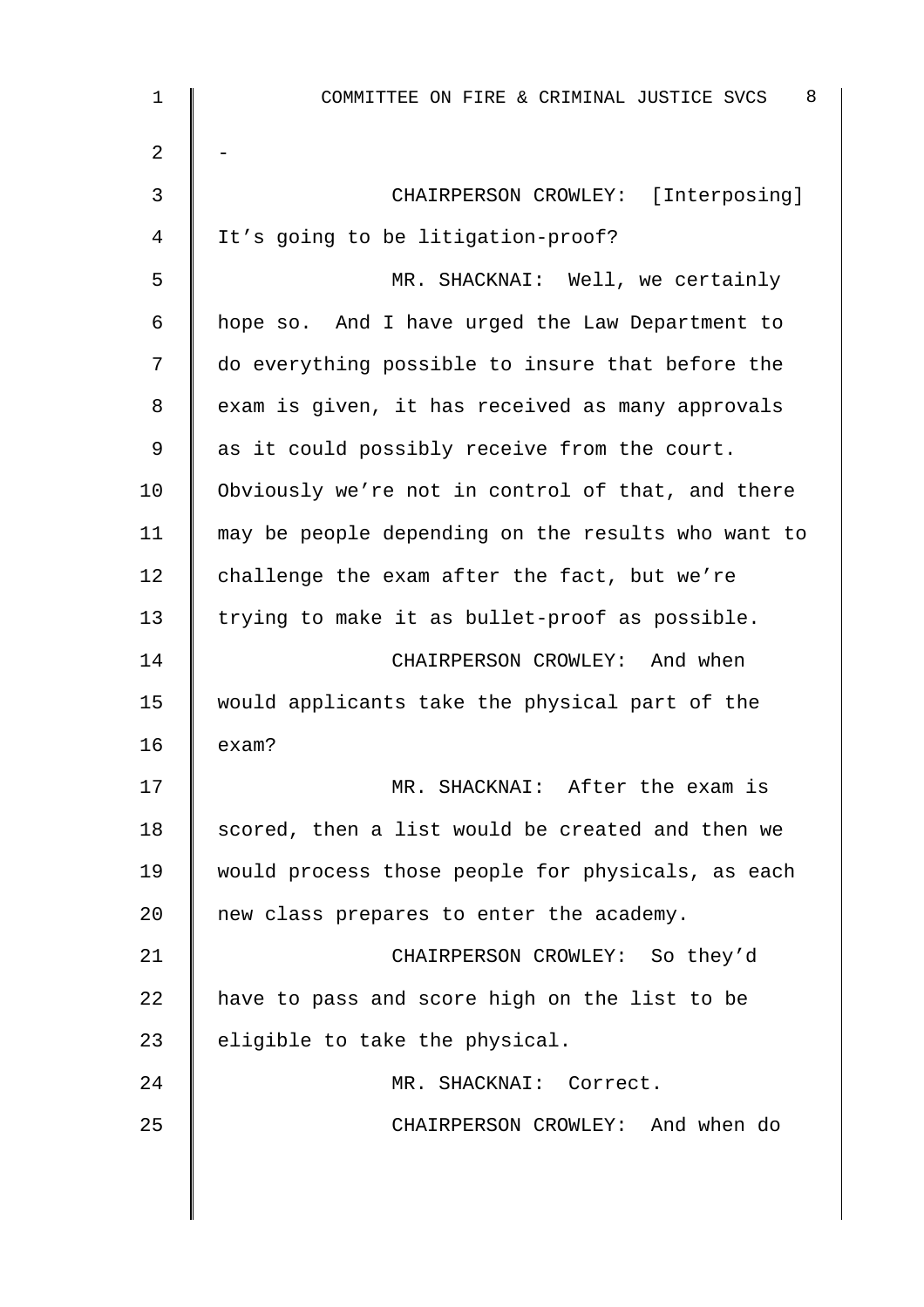-

CHAIRPERSON CROWLEY: [Interposing] It's going to be litigation-proof?

MR. SHACKNAI: Well, we certainly hope so. And I have urged the Law Department to do everything possible to insure that before the exam is given, it has received as many approvals as it could possibly receive from the court. Obviously we're not in control of that, and there may be people depending on the results who want to challenge the exam after the fact, but we're trying to make it as bullet-proof as possible.

CHAIRPERSON CROWLEY: And when would applicants take the physical part of the exam?

MR. SHACKNAI: After the exam is scored, then a list would be created and then we would process those people for physicals, as each new class prepares to enter the academy.

CHAIRPERSON CROWLEY: So they'd have to pass and score high on the list to be eligible to take the physical.

MR. SHACKNAI: Correct.

CHAIRPERSON CROWLEY: And when do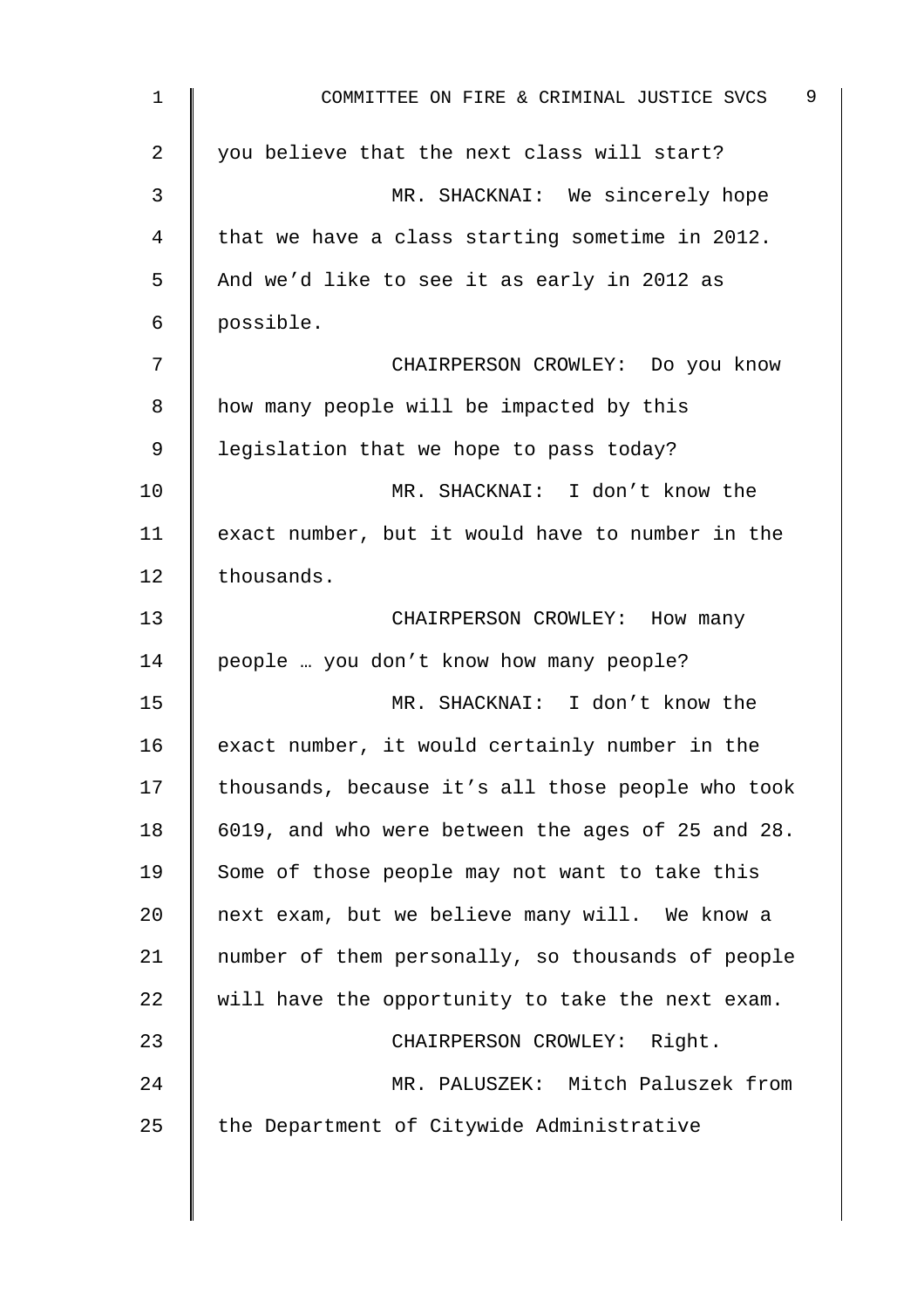you believe that the next class will start?

MR. SHACKNAI: We sincerely hope that we have a class starting sometime in 2012. And we'd like to see it as early in 2012 as possible.

CHAIRPERSON CROWLEY: Do you know how many people will be impacted by this legislation that we hope to pass today?

MR. SHACKNAI: I don't know the exact number, but it would have to number in the thousands.

CHAIRPERSON CROWLEY: How many people … you don't know how many people?

MR. SHACKNAI: I don't know the exact number, it would certainly number in the thousands, because it's all those people who took 6019, and who were between the ages of 25 and 28. Some of those people may not want to take this next exam, but we believe many will. We know a number of them personally, so thousands of people will have the opportunity to take the next exam.

CHAIRPERSON CROWLEY: Right.

MR. PALUSZEK: Mitch Paluszek from the Department of Citywide Administrative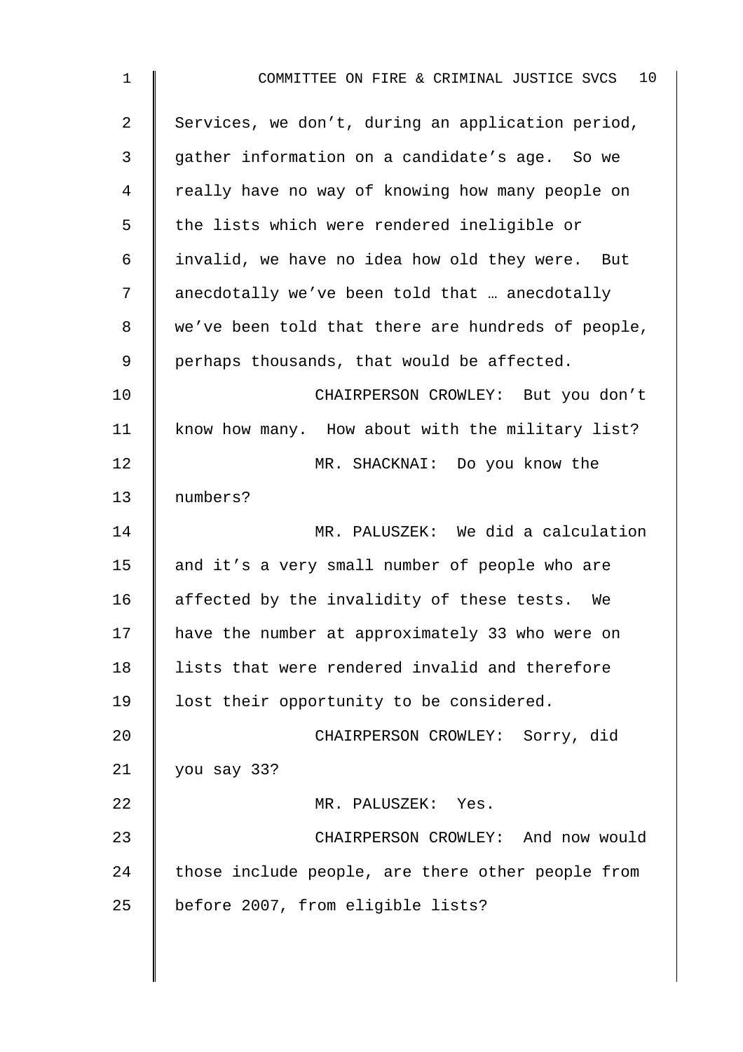Services, we don't, during an application period, gather information on a candidate's age. So we really have no way of knowing how many people on the lists which were rendered ineligible or invalid, we have no idea how old they were. But anecdotally we've been told that … anecdotally we've been told that there are hundreds of people, perhaps thousands, that would be affected.

CHAIRPERSON CROWLEY: But you don't know how many. How about with the military list?

MR. SHACKNAI: Do you know the numbers?

MR. PALUSZEK: We did a calculation and it's a very small number of people who are affected by the invalidity of these tests. We have the number at approximately 33 who were on lists that were rendered invalid and therefore lost their opportunity to be considered.

CHAIRPERSON CROWLEY: Sorry, did you say 33?

MR. PALUSZEK: Yes.

CHAIRPERSON CROWLEY: And now would those include people, are there other people from before 2007, from eligible lists?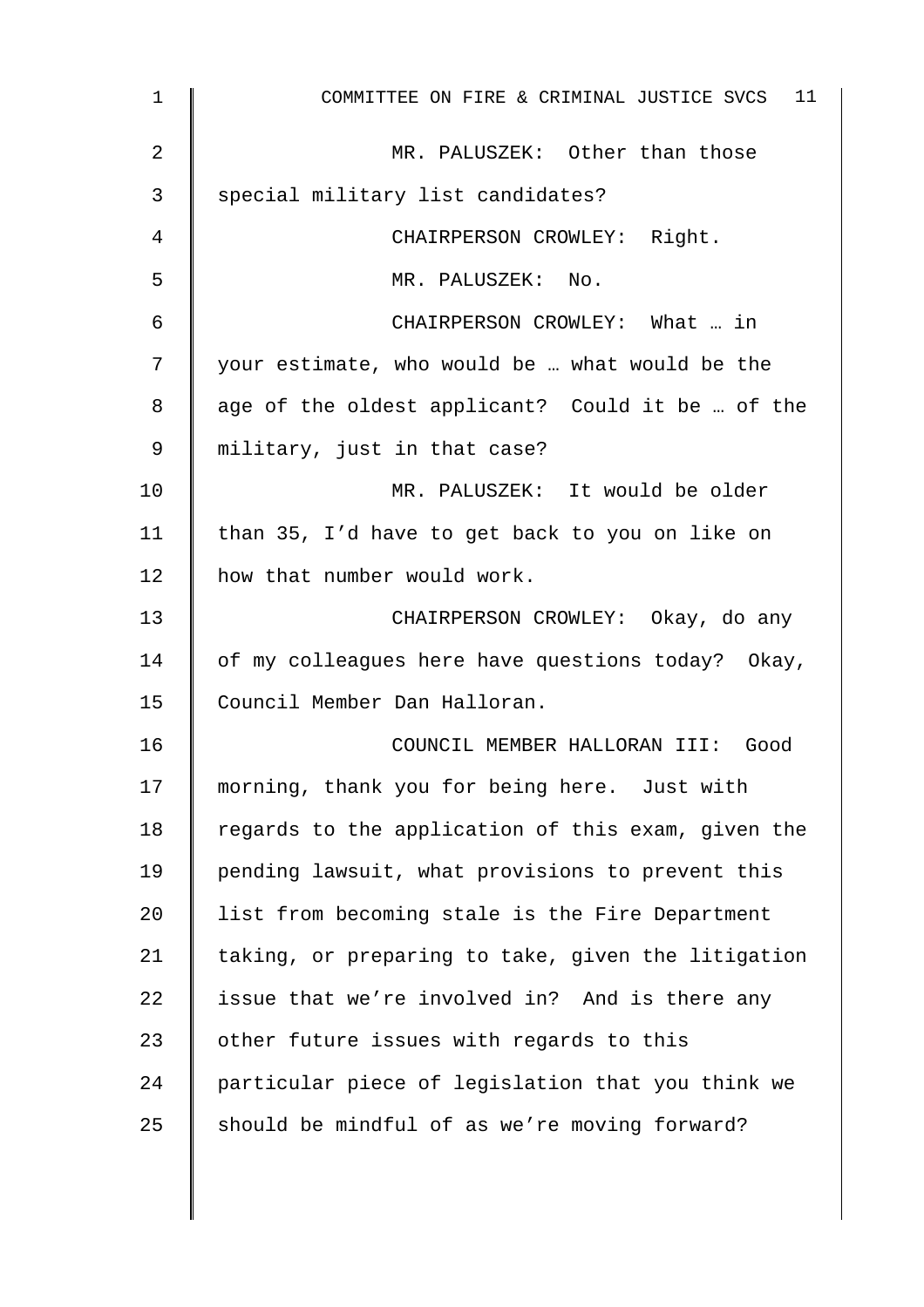MR. PALUSZEK: Other than those special military list candidates?

CHAIRPERSON CROWLEY: Right.

MR. PALUSZEK: No.

CHAIRPERSON CROWLEY: What … in your estimate, who would be … what would be the age of the oldest applicant? Could it be … of the military, just in that case?

MR. PALUSZEK: It would be older than 35, I'd have to get back to you on like on how that number would work.

CHAIRPERSON CROWLEY: Okay, do any of my colleagues here have questions today? Okay, Council Member Dan Halloran.

COUNCIL MEMBER HALLORAN III: Good morning, thank you for being here. Just with regards to the application of this exam, given the pending lawsuit, what provisions to prevent this list from becoming stale is the Fire Department taking, or preparing to take, given the litigation issue that we're involved in? And is there any other future issues with regards to this particular piece of legislation that you think we should be mindful of as we're moving forward?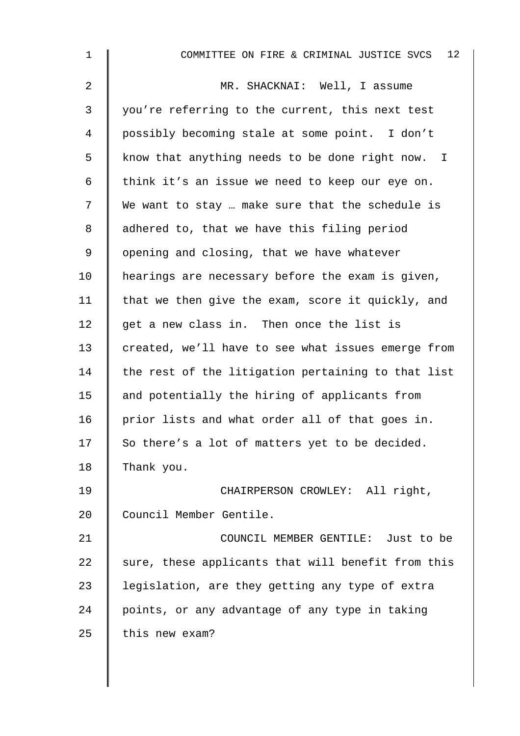MR. SHACKNAI: Well, I assume you're referring to the current, this next test possibly becoming stale at some point. I don't know that anything needs to be done right now. I think it's an issue we need to keep our eye on. We want to stay … make sure that the schedule is adhered to, that we have this filing period opening and closing, that we have whatever hearings are necessary before the exam is given, that we then give the exam, score it quickly, and get a new class in. Then once the list is created, we'll have to see what issues emerge from the rest of the litigation pertaining to that list and potentially the hiring of applicants from prior lists and what order all of that goes in. So there's a lot of matters yet to be decided. Thank you.

CHAIRPERSON CROWLEY: All right, Council Member Gentile.

COUNCIL MEMBER GENTILE: Just to be sure, these applicants that will benefit from this legislation, are they getting any type of extra points, or any advantage of any type in taking this new exam?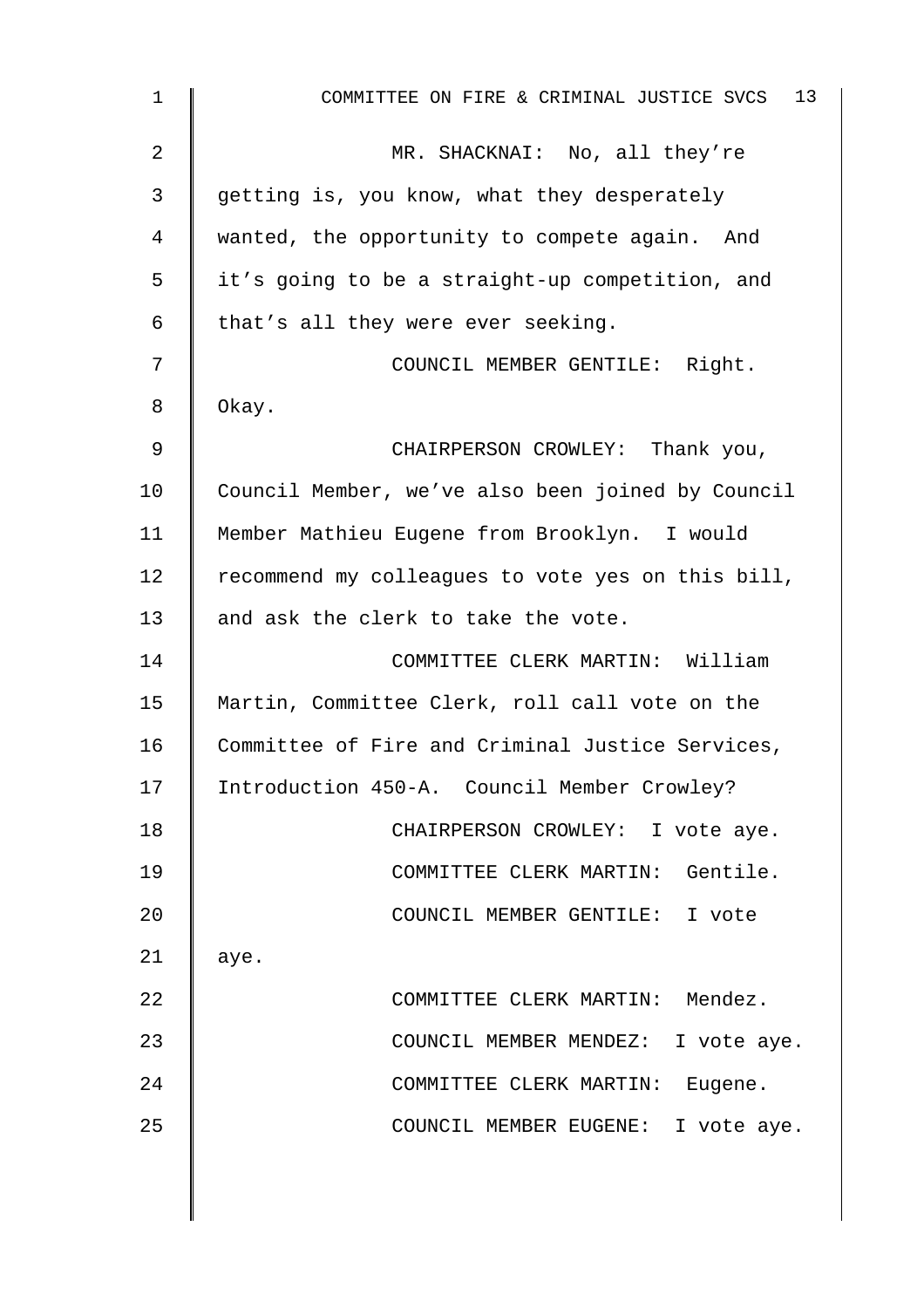MR. SHACKNAI: No, all they're getting is, you know, what they desperately wanted, the opportunity to compete again. And it's going to be a straight-up competition, and that's all they were ever seeking.

COUNCIL MEMBER GENTILE: Right. Okay.

CHAIRPERSON CROWLEY: Thank you, Council Member, we've also been joined by Council Member Mathieu Eugene from Brooklyn. I would recommend my colleagues to vote yes on this bill, and ask the clerk to take the vote.

COMMITTEE CLERK MARTIN: William Martin, Committee Clerk, roll call vote on the Committee of Fire and Criminal Justice Services, Introduction 450-A. Council Member Crowley?

CHAIRPERSON CROWLEY: I vote aye.

COMMITTEE CLERK MARTIN: Gentile.

COUNCIL MEMBER GENTILE: I vote aye.

COMMITTEE CLERK MARTIN: Mendez.

COUNCIL MEMBER MENDEZ: I vote aye.

COMMITTEE CLERK MARTIN: Eugene.

COUNCIL MEMBER EUGENE: I vote aye.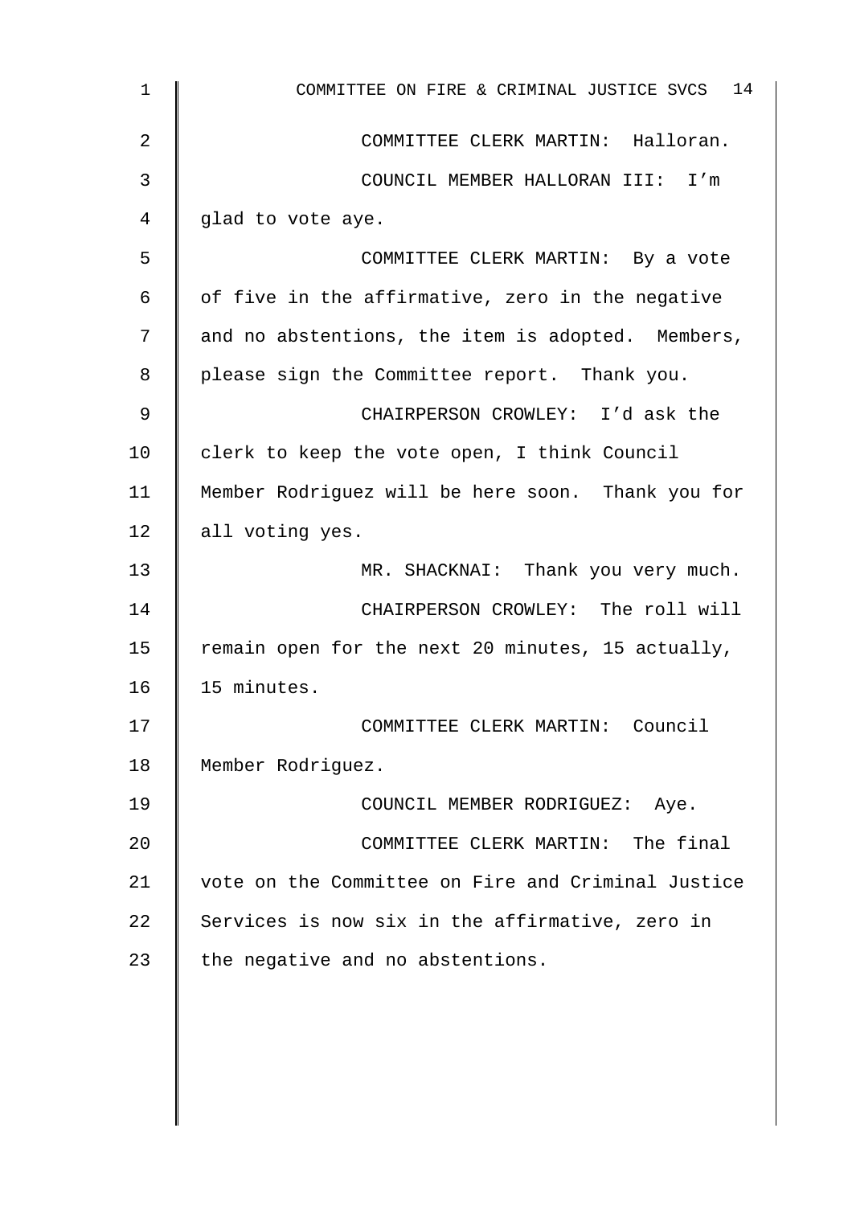COMMITTEE CLERK MARTIN: Halloran.

COUNCIL MEMBER HALLORAN III: I'm glad to vote aye.

COMMITTEE CLERK MARTIN: By a vote of five in the affirmative, zero in the negative and no abstentions, the item is adopted. Members, please sign the Committee report. Thank you.

CHAIRPERSON CROWLEY: I'd ask the clerk to keep the vote open, I think Council Member Rodriguez will be here soon. Thank you for all voting yes.

MR. SHACKNAI: Thank you very much.

CHAIRPERSON CROWLEY: The roll will remain open for the next 20 minutes, 15 actually, 15 minutes.

COMMITTEE CLERK MARTIN: Council Member Rodriguez.

COUNCIL MEMBER RODRIGUEZ: Aye.

COMMITTEE CLERK MARTIN: The final vote on the Committee on Fire and Criminal Justice Services is now six in the affirmative, zero in the negative and no abstentions.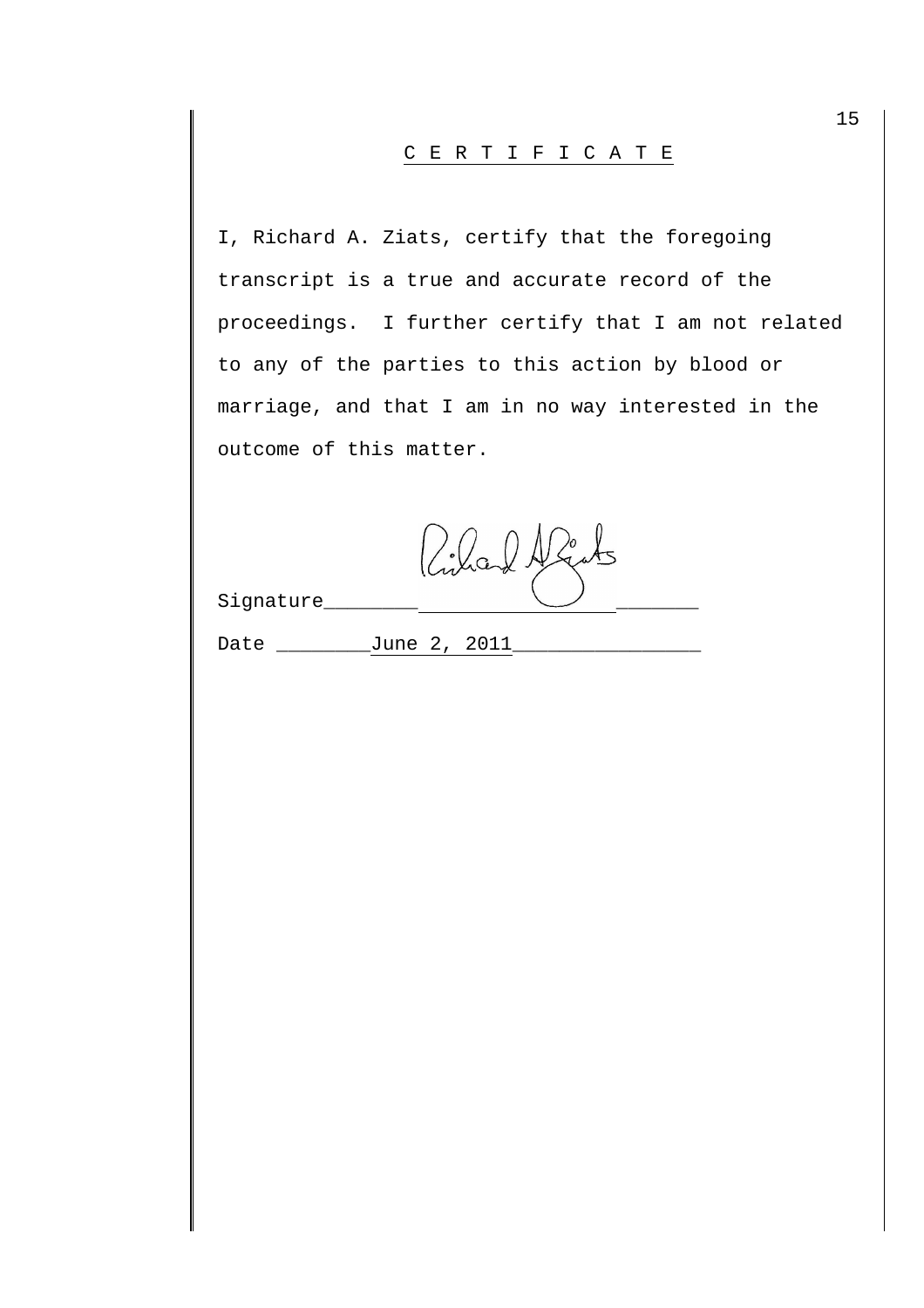# C E R T I F I C A T E

I, Richard A. Ziats, certify that the foregoing transcript is a true and accurate record of the proceedings. I further certify that I am not related to any of the parties to this action by blood or marriage, and that I am in no way interested in the outcome of this matter.

Signature________________________________________

Date ________June 2, 2011________________